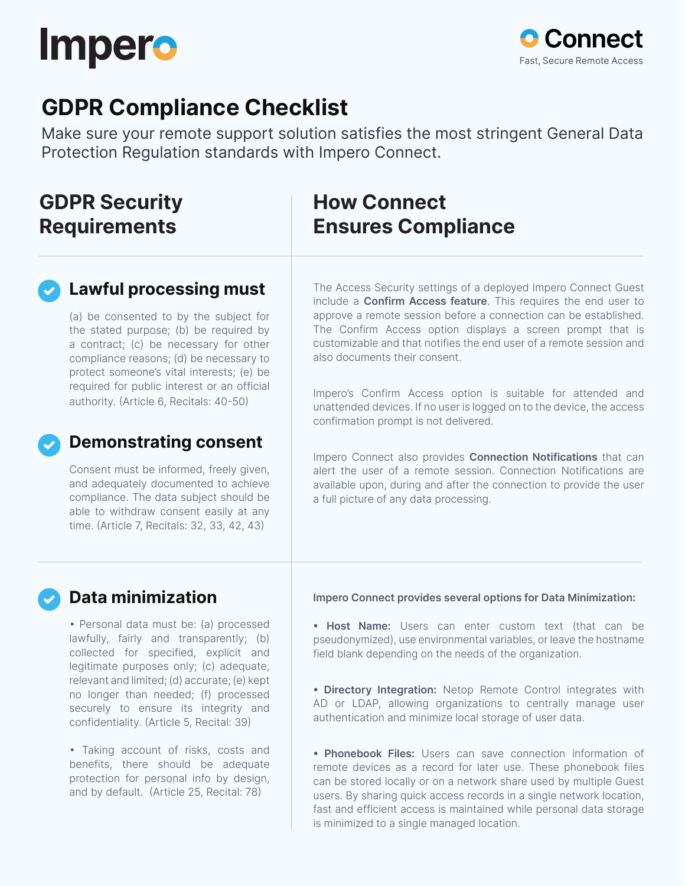Impero

Connect

Fast, Secure Remote Access

# GDPR Compliance Checklist

Make sure your remote support solution satisfies the most stringent General Data Protection Regulation standards with Impero Connect.

## GDPR Security Requirements

### Lawful processing must

(a) be consented to by the subject for the stated purpose; (b) be required by a contract; (c) be necessary for other compliance reasons; (d) be necessary to protect someone's vital interests; (e) be required for public interest or an official authority. (Article 6, Recitals: 40-50)

### Demonstrating consent

Consent must be informed, freely given, and adequately documented to achieve compliance. The data subject should be able to withdraw consent easily at any time. (Article 7, Recitals: 32, 33, 42, 43)

## How Connect Ensures Compliance

The Access Security settings of a deployed Impero Connect Guest include a **Confirm Access feature**. This requires the end user to approve a remote session before a connection can be established. The Confirm Access option displays a screen prompt that is customizable and that notifies the end user of a remote session and also documents their consent.

Impero's Confirm Access option is suitable for attended and unattended devices. If no user is logged on to the device, the access confirmation prompt is not delivered.

Impero Connect also provides **Connection Notifications** that can alert the user of a remote session. Connection Notifications are available upon, during and after the connection to provide the user a full picture of any data processing.

### Data minimization

- Personal data must be: (a) processed lawfully, fairly and transparently; (b) collected for specified, explicit and legitimate purposes only; (c) adequate, relevant and limited; (d) accurate; (e) kept no longer than needed; (f) processed securely to ensure its integrity and confidentiality. (Article 5, Recital: 39)

- Taking account of risks, costs and benefits, there should be adequate protection for personal info by design, and by default. (Article 25, Recital: 78)

**Impero Connect provides several options for Data Minimization:**

- **Host Name:** Users can enter custom text (that can be pseudonymized), use environmental variables, or leave the hostname field blank depending on the needs of the organization.

- **Directory Integration:** Netop Remote Control integrates with AD or LDAP, allowing organizations to centrally manage user authentication and minimize local storage of user data.

- **Phonebook Files:** Users can save connection information of remote devices as a record for later use. These phonebook files can be stored locally or on a network share used by multiple Guest users. By sharing quick access records in a single network location, fast and efficient access is maintained while personal data storage is minimized to a single managed location.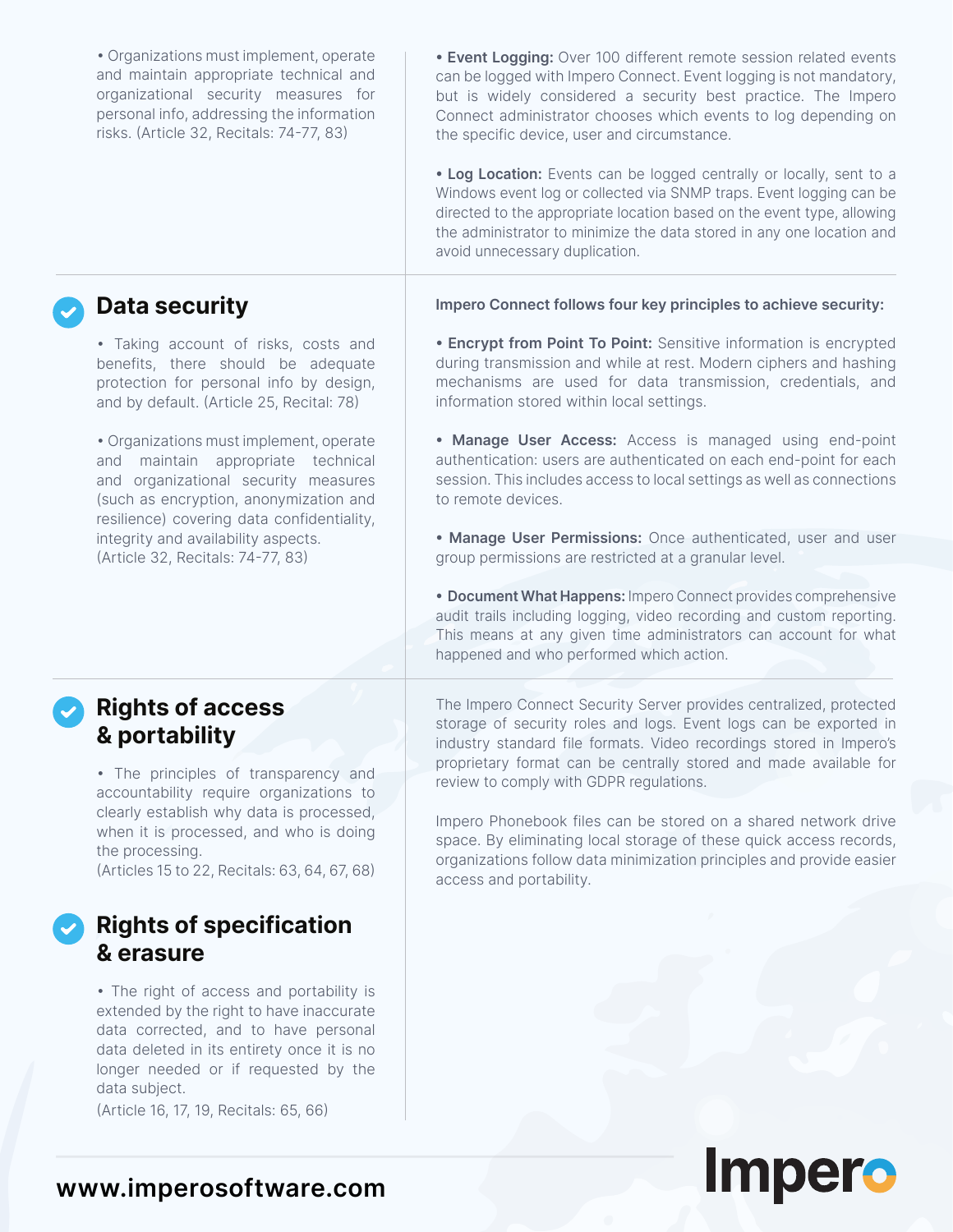• Organizations must implement, operate and maintain appropriate technical and organizational security measures for personal info, addressing the information risks. (Article 32, Recitals: 74-77, 83)

• **Event Logging:** Over 100 different remote session related events can be logged with Impero Connect. Event logging is not mandatory, but is widely considered a security best practice. The Impero Connect administrator chooses which events to log depending on the specific device, user and circumstance.

• **Log Location:** Events can be logged centrally or locally, sent to a Windows event log or collected via SNMP traps. Event logging can be directed to the appropriate location based on the event type, allowing the administrator to minimize the data stored in any one location and avoid unnecessary duplication.

## Data security

• Taking account of risks, costs and benefits, there should be adequate protection for personal info by design, and by default. (Article 25, Recital: 78)

• Organizations must implement, operate and maintain appropriate technical and organizational security measures (such as encryption, anonymization and resilience) covering data confidentiality, integrity and availability aspects. (Article 32, Recitals: 74-77, 83)

**Impero Connect follows four key principles to achieve security:**

• **Encrypt from Point To Point:** Sensitive information is encrypted during transmission and while at rest. Modern ciphers and hashing mechanisms are used for data transmission, credentials, and information stored within local settings.

• **Manage User Access:** Access is managed using end-point authentication: users are authenticated on each end-point for each session. This includes access to local settings as well as connections to remote devices.

• **Manage User Permissions:** Once authenticated, user and user group permissions are restricted at a granular level.

• **Document What Happens:** Impero Connect provides comprehensive audit trails including logging, video recording and custom reporting. This means at any given time administrators can account for what happened and who performed which action.

## Rights of access & portability

• The principles of transparency and accountability require organizations to clearly establish why data is processed, when it is processed, and who is doing the processing. (Articles 15 to 22, Recitals: 63, 64, 67, 68)

The Impero Connect Security Server provides centralized, protected storage of security roles and logs. Event logs can be exported in industry standard file formats. Video recordings stored in Impero's proprietary format can be centrally stored and made available for review to comply with GDPR regulations.

Impero Phonebook files can be stored on a shared network drive space. By eliminating local storage of these quick access records, organizations follow data minimization principles and provide easier access and portability.

## Rights of specification & erasure

• The right of access and portability is extended by the right to have inaccurate data corrected, and to have personal data deleted in its entirety once it is no longer needed or if requested by the data subject. (Article 16, 17, 19, Recitals: 65, 66)

**www.imperosoftware.com**

Impero